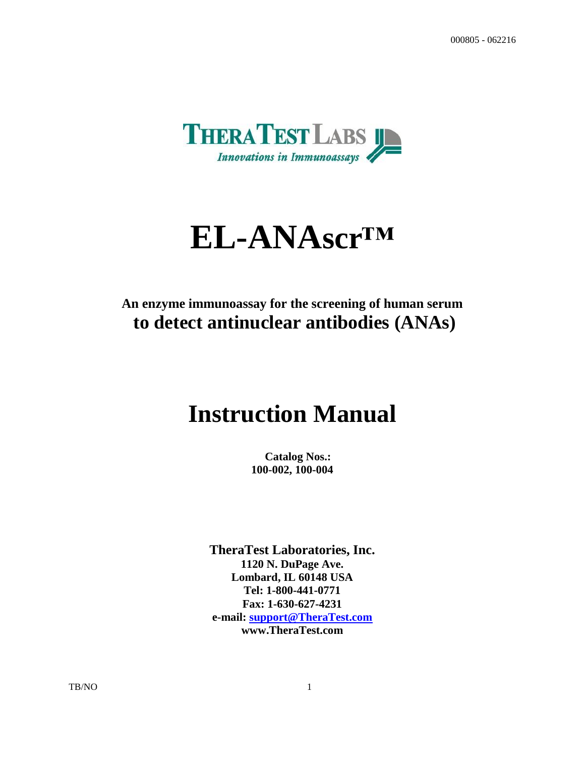000805 - 062216

THERATEST LABS

*Innovations in Immunoassays*

# EL-ANAscr™

**An enzyme immunoassay for the screening of human serum**

## to detect antinuclear antibodies (ANAs)

# Instruction Manual

**Catalog Nos.:**
**100-002, 100-004**

**TheraTest Laboratories, Inc.**
**1120 N. DuPage Ave.**
**Lombard, IL 60148 USA**
**Tel: 1-800-441-0771**
**Fax: 1-630-627-4231**
**e-mail: support@TheraTest.com**
**www.TheraTest.com**

TB/NO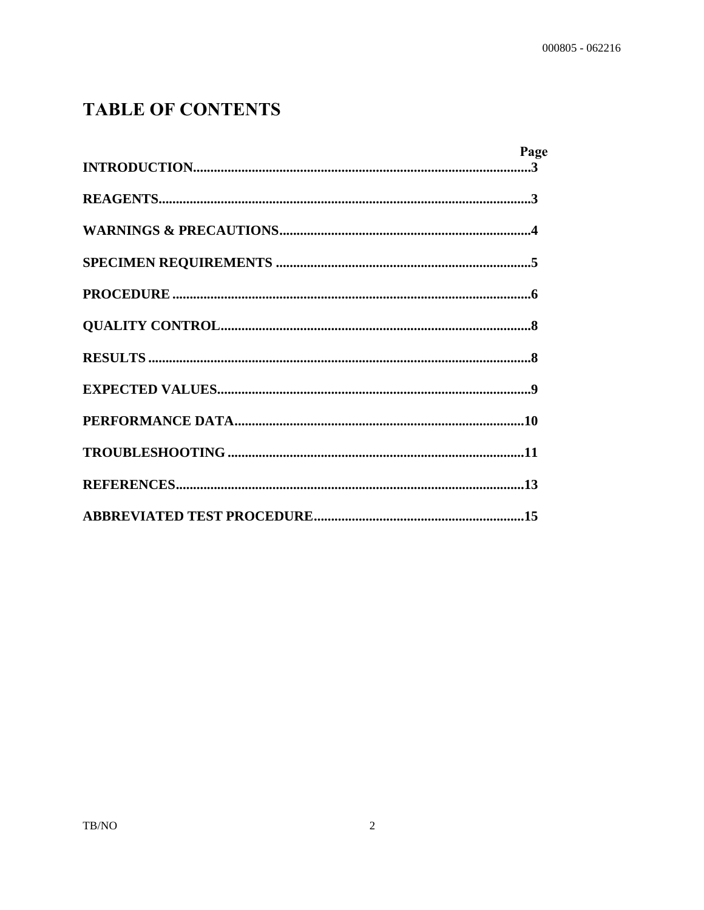# TABLE OF CONTENTS

| | Page |
|---|---|
| **INTRODUCTION** | **3** |
| **REAGENTS** | **3** |
| **WARNINGS & PRECAUTIONS** | **4** |
| **SPECIMEN REQUIREMENTS** | **5** |
| **PROCEDURE** | **6** |
| **QUALITY CONTROL** | **8** |
| **RESULTS** | **8** |
| **EXPECTED VALUES** | **9** |
| **PERFORMANCE DATA** | **10** |
| **TROUBLESHOOTING** | **11** |
| **REFERENCES** | **13** |
| **ABBREVIATED TEST PROCEDURE** | **15** |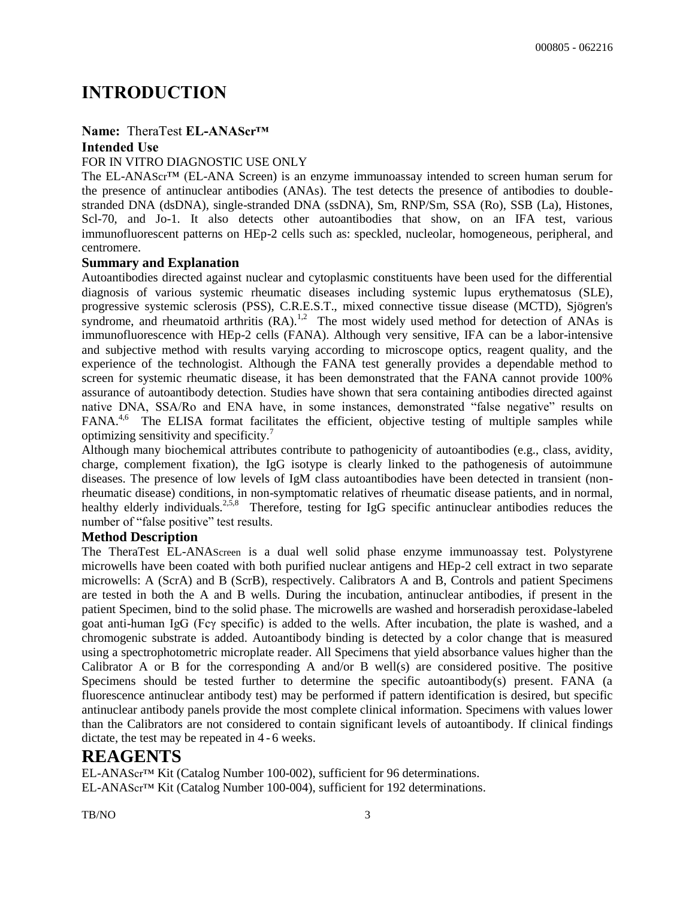# INTRODUCTION

**Name:** TheraTest **EL-ANAScr™**

**Intended Use**

FOR IN VITRO DIAGNOSTIC USE ONLY

The EL-ANAScr™ (EL-ANA Screen) is an enzyme immunoassay intended to screen human serum for the presence of antinuclear antibodies (ANAs). The test detects the presence of antibodies to double-stranded DNA (dsDNA), single-stranded DNA (ssDNA), Sm, RNP/Sm, SSA (Ro), SSB (La), Histones, Scl-70, and Jo-1. It also detects other autoantibodies that show, on an IFA test, various immunofluorescent patterns on HEp-2 cells such as: speckled, nucleolar, homogeneous, peripheral, and centromere.

**Summary and Explanation**

Autoantibodies directed against nuclear and cytoplasmic constituents have been used for the differential diagnosis of various systemic rheumatic diseases including systemic lupus erythematosus (SLE), progressive systemic sclerosis (PSS), C.R.E.S.T., mixed connective tissue disease (MCTD), Sjögren's syndrome, and rheumatoid arthritis (RA).[1,2] The most widely used method for detection of ANAs is immunofluorescence with HEp-2 cells (FANA). Although very sensitive, IFA can be a labor-intensive and subjective method with results varying according to microscope optics, reagent quality, and the experience of the technologist. Although the FANA test generally provides a dependable method to screen for systemic rheumatic disease, it has been demonstrated that the FANA cannot provide 100% assurance of autoantibody detection. Studies have shown that sera containing antibodies directed against native DNA, SSA/Ro and ENA have, in some instances, demonstrated "false negative" results on FANA.[4,6] The ELISA format facilitates the efficient, objective testing of multiple samples while optimizing sensitivity and specificity.[7]

Although many biochemical attributes contribute to pathogenicity of autoantibodies (e.g., class, avidity, charge, complement fixation), the IgG isotype is clearly linked to the pathogenesis of autoimmune diseases. The presence of low levels of IgM class autoantibodies have been detected in transient (non-rheumatic disease) conditions, in non-symptomatic relatives of rheumatic disease patients, and in normal, healthy elderly individuals.[2,5,8] Therefore, testing for IgG specific antinuclear antibodies reduces the number of "false positive" test results.

**Method Description**

The TheraTest EL-ANAScreen is a dual well solid phase enzyme immunoassay test. Polystyrene microwells have been coated with both purified nuclear antigens and HEp-2 cell extract in two separate microwells: A (ScrA) and B (ScrB), respectively. Calibrators A and B, Controls and patient Specimens are tested in both the A and B wells. During the incubation, antinuclear antibodies, if present in the patient Specimen, bind to the solid phase. The microwells are washed and horseradish peroxidase-labeled goat anti-human IgG (Fcγ specific) is added to the wells. After incubation, the plate is washed, and a chromogenic substrate is added. Autoantibody binding is detected by a color change that is measured using a spectrophotometric microplate reader. All Specimens that yield absorbance values higher than the Calibrator A or B for the corresponding A and/or B well(s) are considered positive. The positive Specimens should be tested further to determine the specific autoantibody(s) present. FANA (a fluorescence antinuclear antibody test) may be performed if pattern identification is desired, but specific antinuclear antibody panels provide the most complete clinical information. Specimens with values lower than the Calibrators are not considered to contain significant levels of autoantibody. If clinical findings dictate, the test may be repeated in 4 - 6 weeks.

# REAGENTS

EL-ANAScr™ Kit (Catalog Number 100-002), sufficient for 96 determinations.
EL-ANAScr™ Kit (Catalog Number 100-004), sufficient for 192 determinations.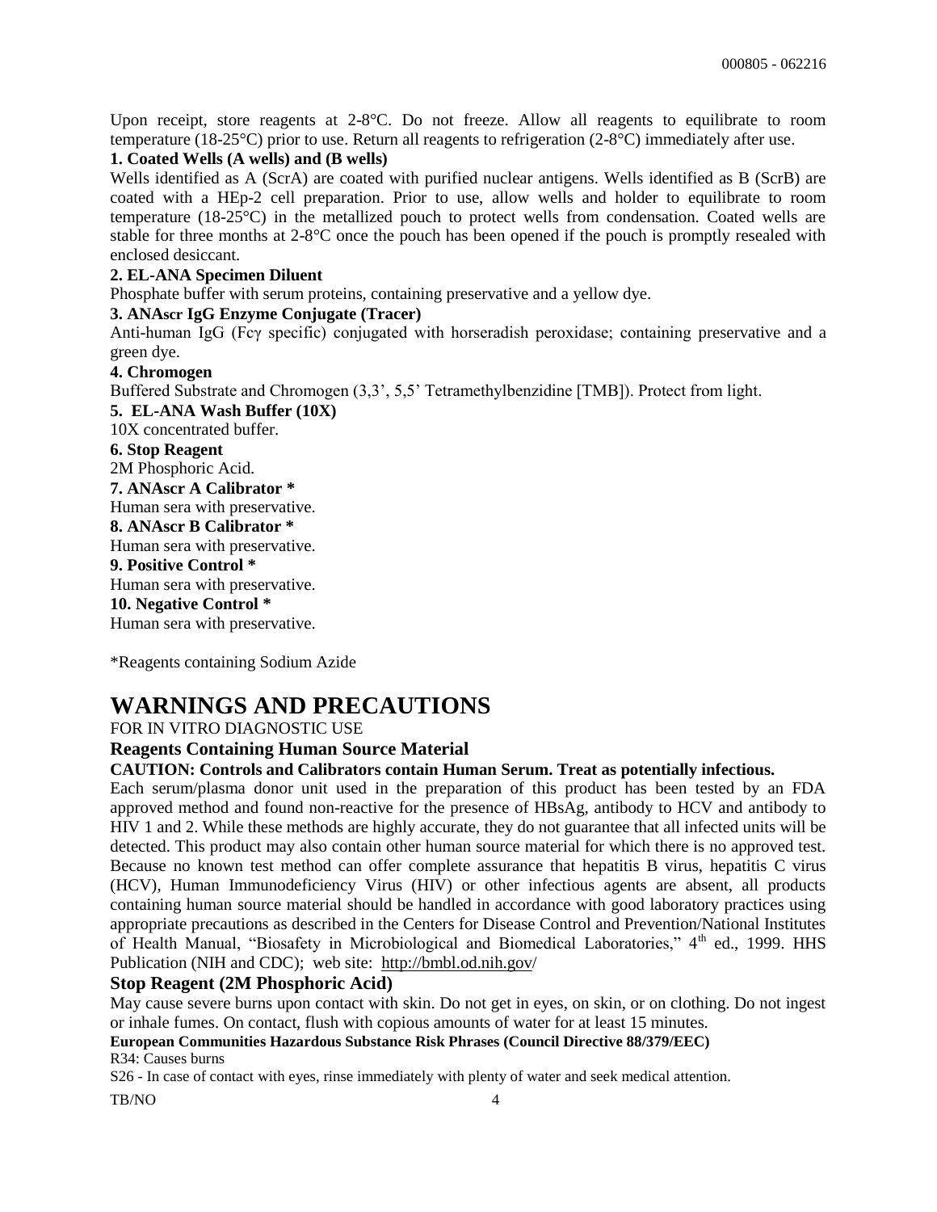Upon receipt, store reagents at 2-8°C. Do not freeze. Allow all reagents to equilibrate to room temperature (18-25°C) prior to use. Return all reagents to refrigeration (2-8°C) immediately after use.

**1. Coated Wells (A wells) and (B wells)**

Wells identified as A (ScrA) are coated with purified nuclear antigens. Wells identified as B (ScrB) are coated with a HEp-2 cell preparation. Prior to use, allow wells and holder to equilibrate to room temperature (18-25°C) in the metallized pouch to protect wells from condensation. Coated wells are stable for three months at 2-8°C once the pouch has been opened if the pouch is promptly resealed with enclosed desiccant.

**2. EL-ANA Specimen Diluent**

Phosphate buffer with serum proteins, containing preservative and a yellow dye.

**3. ANAscr IgG Enzyme Conjugate (Tracer)**

Anti-human IgG (Fcγ specific) conjugated with horseradish peroxidase; containing preservative and a green dye.

**4. Chromogen**

Buffered Substrate and Chromogen (3,3', 5,5' Tetramethylbenzidine [TMB]). Protect from light.

**5. EL-ANA Wash Buffer (10X)**

10X concentrated buffer.

**6. Stop Reagent**

2M Phosphoric Acid.

**7. ANAscr A Calibrator ***

Human sera with preservative.

**8. ANAscr B Calibrator ***

Human sera with preservative.

**9. Positive Control ***

Human sera with preservative.

**10. Negative Control ***

Human sera with preservative.

*Reagents containing Sodium Azide

# WARNINGS AND PRECAUTIONS

FOR IN VITRO DIAGNOSTIC USE

### Reagents Containing Human Source Material

**CAUTION: Controls and Calibrators contain Human Serum. Treat as potentially infectious.**

Each serum/plasma donor unit used in the preparation of this product has been tested by an FDA approved method and found non-reactive for the presence of HBsAg, antibody to HCV and antibody to HIV 1 and 2. While these methods are highly accurate, they do not guarantee that all infected units will be detected. This product may also contain other human source material for which there is no approved test. Because no known test method can offer complete assurance that hepatitis B virus, hepatitis C virus (HCV), Human Immunodeficiency Virus (HIV) or other infectious agents are absent, all products containing human source material should be handled in accordance with good laboratory practices using appropriate precautions as described in the Centers for Disease Control and Prevention/National Institutes of Health Manual, "Biosafety in Microbiological and Biomedical Laboratories," 4th ed., 1999. HHS Publication (NIH and CDC); web site: http://bmbl.od.nih.gov/

### Stop Reagent (2M Phosphoric Acid)

May cause severe burns upon contact with skin. Do not get in eyes, on skin, or on clothing. Do not ingest or inhale fumes. On contact, flush with copious amounts of water for at least 15 minutes.

**European Communities Hazardous Substance Risk Phrases (Council Directive 88/379/EEC)**

R34: Causes burns

S26 - In case of contact with eyes, rinse immediately with plenty of water and seek medical attention.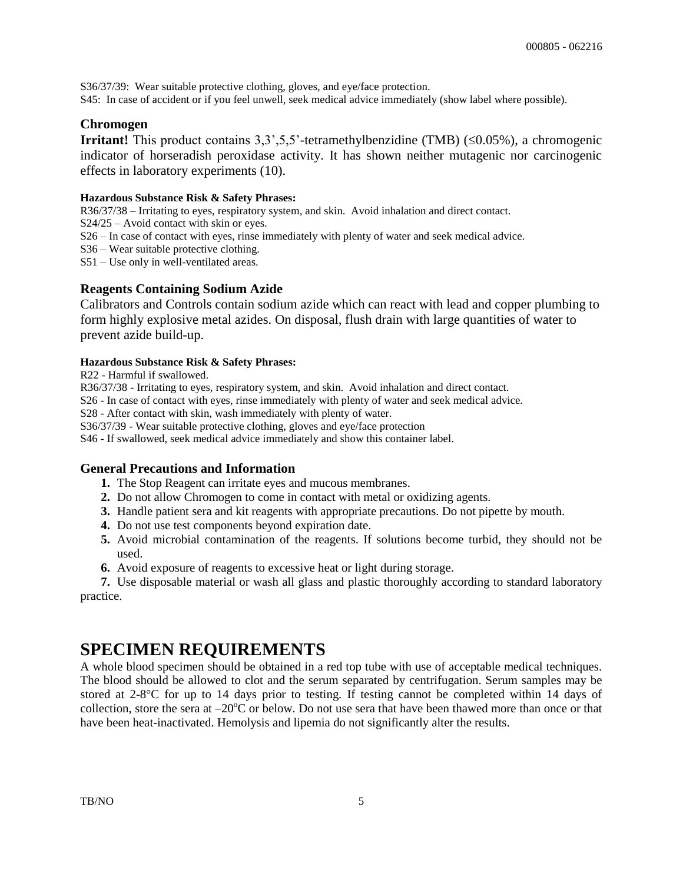S36/37/39: Wear suitable protective clothing, gloves, and eye/face protection.
S45: In case of accident or if you feel unwell, seek medical advice immediately (show label where possible).

### Chromogen

**Irritant!** This product contains 3,3',5,5'-tetramethylbenzidine (TMB) (≤0.05%), a chromogenic indicator of horseradish peroxidase activity. It has shown neither mutagenic nor carcinogenic effects in laboratory experiments (10).

**Hazardous Substance Risk & Safety Phrases:**

R36/37/38 – Irritating to eyes, respiratory system, and skin. Avoid inhalation and direct contact.
S24/25 – Avoid contact with skin or eyes.
S26 – In case of contact with eyes, rinse immediately with plenty of water and seek medical advice.
S36 – Wear suitable protective clothing.
S51 – Use only in well-ventilated areas.

### Reagents Containing Sodium Azide

Calibrators and Controls contain sodium azide which can react with lead and copper plumbing to form highly explosive metal azides. On disposal, flush drain with large quantities of water to prevent azide build-up.

**Hazardous Substance Risk & Safety Phrases:**

R22 - Harmful if swallowed.
R36/37/38 - Irritating to eyes, respiratory system, and skin. Avoid inhalation and direct contact.
S26 - In case of contact with eyes, rinse immediately with plenty of water and seek medical advice.
S28 - After contact with skin, wash immediately with plenty of water.
S36/37/39 - Wear suitable protective clothing, gloves and eye/face protection
S46 - If swallowed, seek medical advice immediately and show this container label.

### General Precautions and Information

1. The Stop Reagent can irritate eyes and mucous membranes.
2. Do not allow Chromogen to come in contact with metal or oxidizing agents.
3. Handle patient sera and kit reagents with appropriate precautions. Do not pipette by mouth.
4. Do not use test components beyond expiration date.
5. Avoid microbial contamination of the reagents. If solutions become turbid, they should not be used.
6. Avoid exposure of reagents to excessive heat or light during storage.
7. Use disposable material or wash all glass and plastic thoroughly according to standard laboratory practice.

## SPECIMEN REQUIREMENTS

A whole blood specimen should be obtained in a red top tube with use of acceptable medical techniques. The blood should be allowed to clot and the serum separated by centrifugation. Serum samples may be stored at 2-8°C for up to 14 days prior to testing. If testing cannot be completed within 14 days of collection, store the sera at –20°C or below. Do not use sera that have been thawed more than once or that have been heat-inactivated. Hemolysis and lipemia do not significantly alter the results.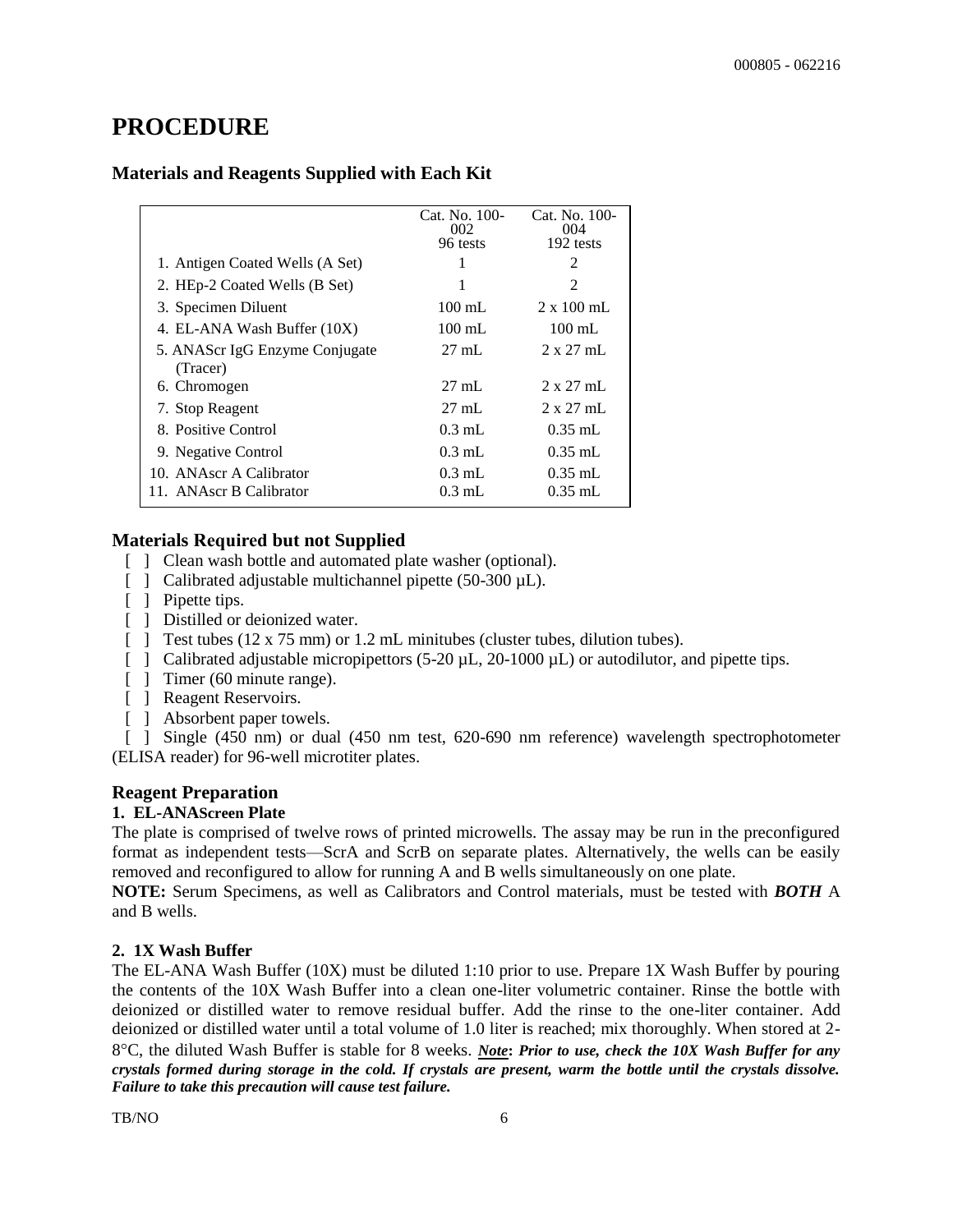# PROCEDURE

## Materials and Reagents Supplied with Each Kit

| | Cat. No. 100-002 96 tests | Cat. No. 100-004 192 tests |
|---|---|---|
| 1. Antigen Coated Wells (A Set) | 1 | 2 |
| 2. HEp-2 Coated Wells (B Set) | 1 | 2 |
| 3. Specimen Diluent | 100 mL | 2 x 100 mL |
| 4. EL-ANA Wash Buffer (10X) | 100 mL | 100 mL |
| 5. ANAScr IgG Enzyme Conjugate (Tracer) | 27 mL | 2 x 27 mL |
| 6. Chromogen | 27 mL | 2 x 27 mL |
| 7. Stop Reagent | 27 mL | 2 x 27 mL |
| 8. Positive Control | 0.3 mL | 0.35 mL |
| 9. Negative Control | 0.3 mL | 0.35 mL |
| 10. ANAscr A Calibrator | 0.3 mL | 0.35 mL |
| 11. ANAscr B Calibrator | 0.3 mL | 0.35 mL |

## Materials Required but not Supplied

[ ] Clean wash bottle and automated plate washer (optional).
[ ] Calibrated adjustable multichannel pipette (50-300 µL).
[ ] Pipette tips.
[ ] Distilled or deionized water.
[ ] Test tubes (12 x 75 mm) or 1.2 mL minitubes (cluster tubes, dilution tubes).
[ ] Calibrated adjustable micropipettors (5-20 µL, 20-1000 µL) or autodilutor, and pipette tips.
[ ] Timer (60 minute range).
[ ] Reagent Reservoirs.
[ ] Absorbent paper towels.
[ ] Single (450 nm) or dual (450 nm test, 620-690 nm reference) wavelength spectrophotometer (ELISA reader) for 96-well microtiter plates.

## Reagent Preparation

### 1. EL-ANAScreen Plate

The plate is comprised of twelve rows of printed microwells. The assay may be run in the preconfigured format as independent tests—ScrA and ScrB on separate plates. Alternatively, the wells can be easily removed and reconfigured to allow for running A and B wells simultaneously on one plate.

**NOTE:** Serum Specimens, as well as Calibrators and Control materials, must be tested with ***BOTH*** A and B wells.

### 2. 1X Wash Buffer

The EL-ANA Wash Buffer (10X) must be diluted 1:10 prior to use. Prepare 1X Wash Buffer by pouring the contents of the 10X Wash Buffer into a clean one-liter volumetric container. Rinse the bottle with deionized or distilled water to remove residual buffer. Add the rinse to the one-liter container. Add deionized or distilled water until a total volume of 1.0 liter is reached; mix thoroughly. When stored at 2-8°C, the diluted Wash Buffer is stable for 8 weeks. ***Note*: *Prior to use, check the 10X Wash Buffer for any crystals formed during storage in the cold. If crystals are present, warm the bottle until the crystals dissolve. Failure to take this precaution will cause test failure.***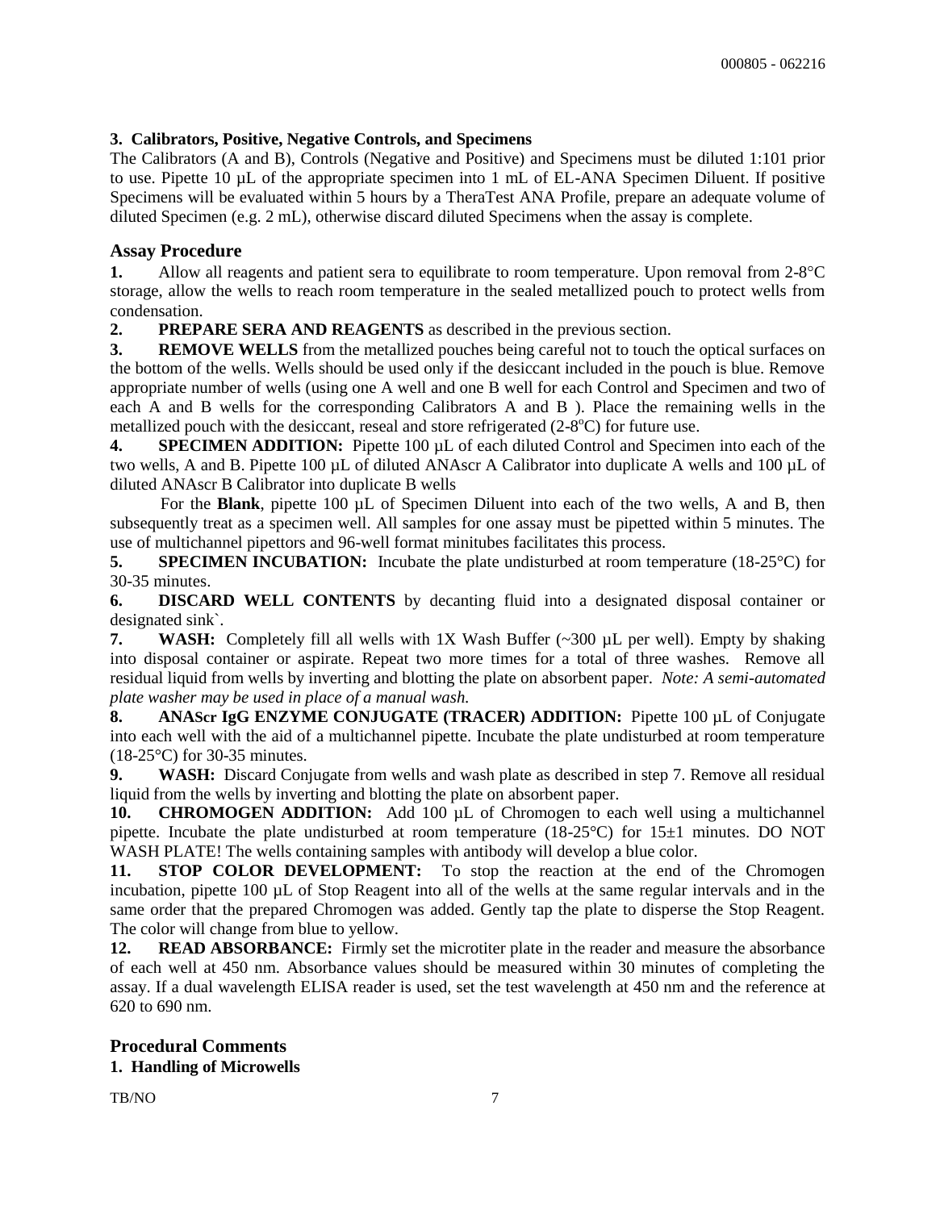**3. Calibrators, Positive, Negative Controls, and Specimens**

The Calibrators (A and B), Controls (Negative and Positive) and Specimens must be diluted 1:101 prior to use. Pipette 10 µL of the appropriate specimen into 1 mL of EL-ANA Specimen Diluent. If positive Specimens will be evaluated within 5 hours by a TheraTest ANA Profile, prepare an adequate volume of diluted Specimen (e.g. 2 mL), otherwise discard diluted Specimens when the assay is complete.

## Assay Procedure

**1.** Allow all reagents and patient sera to equilibrate to room temperature. Upon removal from 2-8°C storage, allow the wells to reach room temperature in the sealed metallized pouch to protect wells from condensation.

**2.** **PREPARE SERA AND REAGENTS** as described in the previous section.

**3.** **REMOVE WELLS** from the metallized pouches being careful not to touch the optical surfaces on the bottom of the wells. Wells should be used only if the desiccant included in the pouch is blue. Remove appropriate number of wells (using one A well and one B well for each Control and Specimen and two of each A and B wells for the corresponding Calibrators A and B ). Place the remaining wells in the metallized pouch with the desiccant, reseal and store refrigerated (2-8°C) for future use.

**4.** **SPECIMEN ADDITION:** Pipette 100 µL of each diluted Control and Specimen into each of the two wells, A and B. Pipette 100 µL of diluted ANAscr A Calibrator into duplicate A wells and 100 µL of diluted ANAscr B Calibrator into duplicate B wells

For the **Blank**, pipette 100 µL of Specimen Diluent into each of the two wells, A and B, then subsequently treat as a specimen well. All samples for one assay must be pipetted within 5 minutes. The use of multichannel pipettors and 96-well format minitubes facilitates this process.

**5.** **SPECIMEN INCUBATION:** Incubate the plate undisturbed at room temperature (18-25°C) for 30-35 minutes.

**6.** **DISCARD WELL CONTENTS** by decanting fluid into a designated disposal container or designated sink`.

**7.** **WASH:** Completely fill all wells with 1X Wash Buffer (~300 µL per well). Empty by shaking into disposal container or aspirate. Repeat two more times for a total of three washes. Remove all residual liquid from wells by inverting and blotting the plate on absorbent paper. *Note: A semi-automated plate washer may be used in place of a manual wash.*

**8.** **ANAScr IgG ENZYME CONJUGATE (TRACER) ADDITION:** Pipette 100 µL of Conjugate into each well with the aid of a multichannel pipette. Incubate the plate undisturbed at room temperature (18-25°C) for 30-35 minutes.

**9.** **WASH:** Discard Conjugate from wells and wash plate as described in step 7. Remove all residual liquid from the wells by inverting and blotting the plate on absorbent paper.

**10.** **CHROMOGEN ADDITION:** Add 100 µL of Chromogen to each well using a multichannel pipette. Incubate the plate undisturbed at room temperature (18-25°C) for 15±1 minutes. DO NOT WASH PLATE! The wells containing samples with antibody will develop a blue color.

**11.** **STOP COLOR DEVELOPMENT:** To stop the reaction at the end of the Chromogen incubation, pipette 100 µL of Stop Reagent into all of the wells at the same regular intervals and in the same order that the prepared Chromogen was added. Gently tap the plate to disperse the Stop Reagent. The color will change from blue to yellow.

**12.** **READ ABSORBANCE:** Firmly set the microtiter plate in the reader and measure the absorbance of each well at 450 nm. Absorbance values should be measured within 30 minutes of completing the assay. If a dual wavelength ELISA reader is used, set the test wavelength at 450 nm and the reference at 620 to 690 nm.

## Procedural Comments

**1. Handling of Microwells**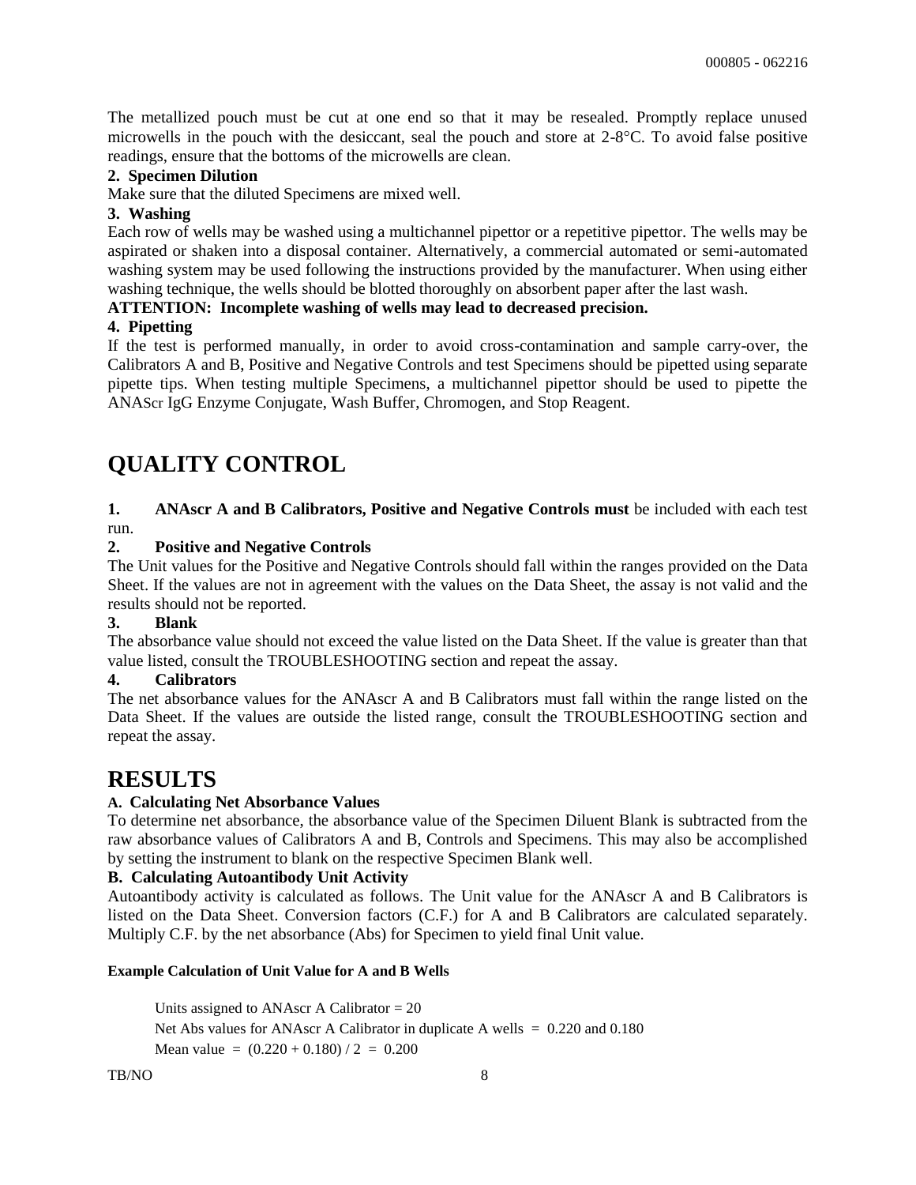The metallized pouch must be cut at one end so that it may be resealed. Promptly replace unused microwells in the pouch with the desiccant, seal the pouch and store at 2-8°C. To avoid false positive readings, ensure that the bottoms of the microwells are clean.

**2. Specimen Dilution**

Make sure that the diluted Specimens are mixed well.

**3. Washing**

Each row of wells may be washed using a multichannel pipettor or a repetitive pipettor. The wells may be aspirated or shaken into a disposal container. Alternatively, a commercial automated or semi-automated washing system may be used following the instructions provided by the manufacturer. When using either washing technique, the wells should be blotted thoroughly on absorbent paper after the last wash.

**ATTENTION: Incomplete washing of wells may lead to decreased precision.**

**4. Pipetting**

If the test is performed manually, in order to avoid cross-contamination and sample carry-over, the Calibrators A and B, Positive and Negative Controls and test Specimens should be pipetted using separate pipette tips. When testing multiple Specimens, a multichannel pipettor should be used to pipette the ANAScr IgG Enzyme Conjugate, Wash Buffer, Chromogen, and Stop Reagent.

# QUALITY CONTROL

**1. ANAscr A and B Calibrators, Positive and Negative Controls must** be included with each test run.

**2. Positive and Negative Controls**

The Unit values for the Positive and Negative Controls should fall within the ranges provided on the Data Sheet. If the values are not in agreement with the values on the Data Sheet, the assay is not valid and the results should not be reported.

**3. Blank**

The absorbance value should not exceed the value listed on the Data Sheet. If the value is greater than that value listed, consult the TROUBLESHOOTING section and repeat the assay.

**4. Calibrators**

The net absorbance values for the ANAscr A and B Calibrators must fall within the range listed on the Data Sheet. If the values are outside the listed range, consult the TROUBLESHOOTING section and repeat the assay.

# RESULTS

**A. Calculating Net Absorbance Values**

To determine net absorbance, the absorbance value of the Specimen Diluent Blank is subtracted from the raw absorbance values of Calibrators A and B, Controls and Specimens. This may also be accomplished by setting the instrument to blank on the respective Specimen Blank well.

**B. Calculating Autoantibody Unit Activity**

Autoantibody activity is calculated as follows. The Unit value for the ANAscr A and B Calibrators is listed on the Data Sheet. Conversion factors (C.F.) for A and B Calibrators are calculated separately. Multiply C.F. by the net absorbance (Abs) for Specimen to yield final Unit value.

**Example Calculation of Unit Value for A and B Wells**

Units assigned to ANAscr A Calibrator = 20

Net Abs values for ANAscr A Calibrator in duplicate A wells = 0.220 and 0.180

Mean value = (0.220 + 0.180) / 2 = 0.200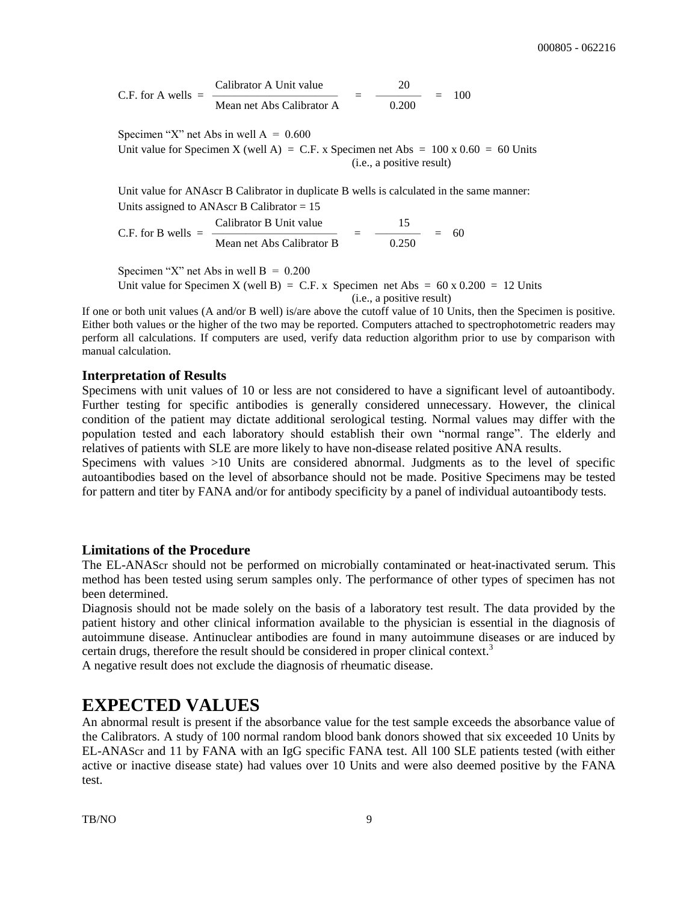$$\text{C.F. for A wells} = \frac{\text{Calibrator A Unit value}}{\text{Mean net Abs Calibrator A}} = \frac{20}{0.200} = 100$$

Specimen "X" net Abs in well A = 0.600

Unit value for Specimen X (well A) = C.F. x Specimen net Abs = 100 x 0.60 = 60 Units
(i.e., a positive result)

Unit value for ANAscr B Calibrator in duplicate B wells is calculated in the same manner:

Units assigned to ANAscr B Calibrator = 15

$$\text{C.F. for B wells} = \frac{\text{Calibrator B Unit value}}{\text{Mean net Abs Calibrator B}} = \frac{15}{0.250} = 60$$

Specimen "X" net Abs in well B = 0.200

Unit value for Specimen X (well B) = C.F. x Specimen net Abs = 60 x 0.200 = 12 Units
(i.e., a positive result)

If one or both unit values (A and/or B well) is/are above the cutoff value of 10 Units, then the Specimen is positive. Either both values or the higher of the two may be reported. Computers attached to spectrophotometric readers may perform all calculations. If computers are used, verify data reduction algorithm prior to use by comparison with manual calculation.

### Interpretation of Results

Specimens with unit values of 10 or less are not considered to have a significant level of autoantibody. Further testing for specific antibodies is generally considered unnecessary. However, the clinical condition of the patient may dictate additional serological testing. Normal values may differ with the population tested and each laboratory should establish their own "normal range". The elderly and relatives of patients with SLE are more likely to have non-disease related positive ANA results.

Specimens with values >10 Units are considered abnormal. Judgments as to the level of specific autoantibodies based on the level of absorbance should not be made. Positive Specimens may be tested for pattern and titer by FANA and/or for antibody specificity by a panel of individual autoantibody tests.

### Limitations of the Procedure

The EL-ANAScr should not be performed on microbially contaminated or heat-inactivated serum. This method has been tested using serum samples only. The performance of other types of specimen has not been determined.

Diagnosis should not be made solely on the basis of a laboratory test result. The data provided by the patient history and other clinical information available to the physician is essential in the diagnosis of autoimmune disease. Antinuclear antibodies are found in many autoimmune diseases or are induced by certain drugs, therefore the result should be considered in proper clinical context.[3]

A negative result does not exclude the diagnosis of rheumatic disease.

## EXPECTED VALUES

An abnormal result is present if the absorbance value for the test sample exceeds the absorbance value of the Calibrators. A study of 100 normal random blood bank donors showed that six exceeded 10 Units by EL-ANAScr and 11 by FANA with an IgG specific FANA test. All 100 SLE patients tested (with either active or inactive disease state) had values over 10 Units and were also deemed positive by the FANA test.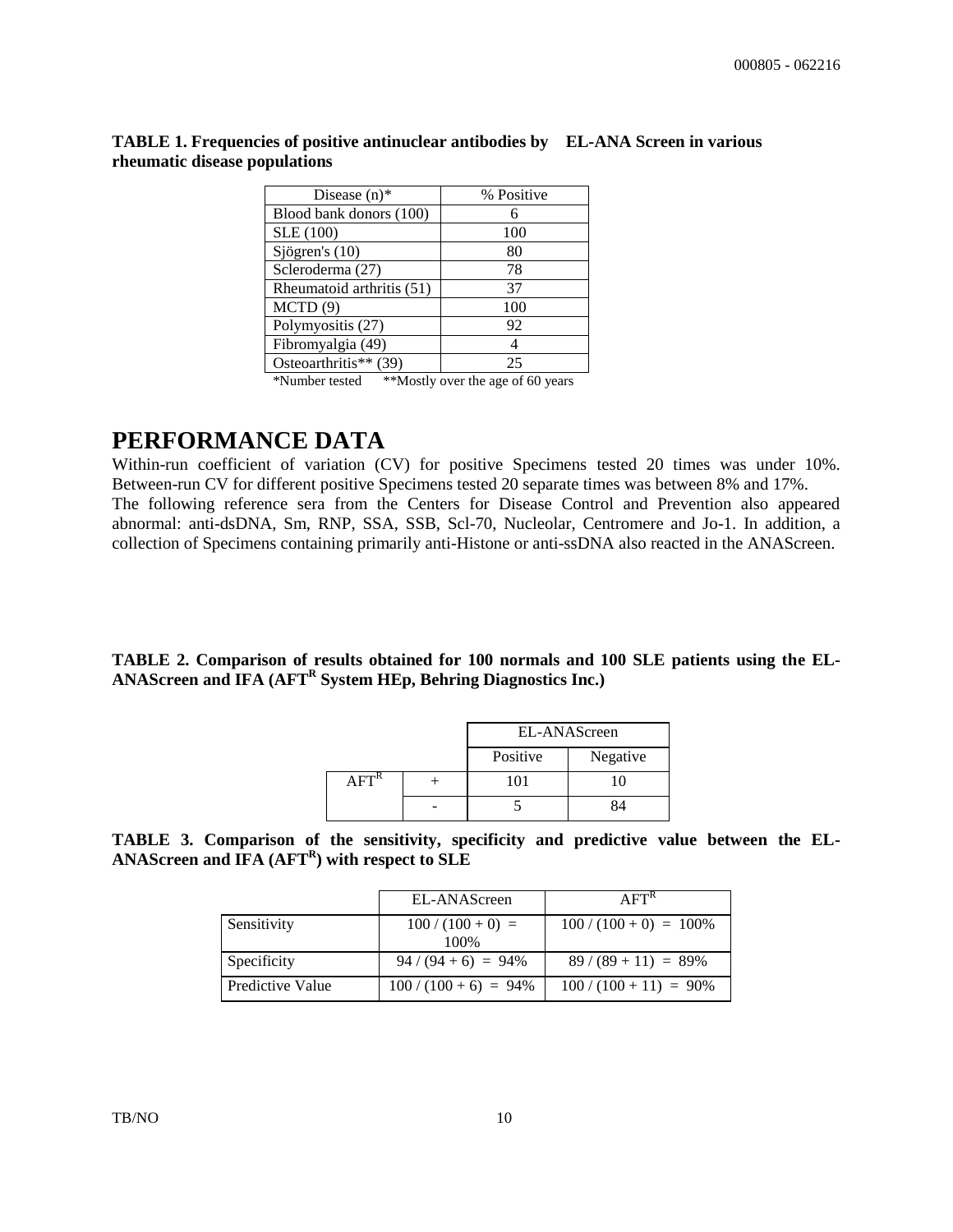**TABLE 1. Frequencies of positive antinuclear antibodies by EL-ANA Screen in various rheumatic disease populations**

| Disease (n)* | % Positive |
|---|---|
| Blood bank donors (100) | 6 |
| SLE (100) | 100 |
| Sjögren's (10) | 80 |
| Scleroderma (27) | 78 |
| Rheumatoid arthritis (51) | 37 |
| MCTD (9) | 100 |
| Polymyositis (27) | 92 |
| Fibromyalgia (49) | 4 |
| Osteoarthritis** (39) | 25 |

*Number tested **Mostly over the age of 60 years

# PERFORMANCE DATA

Within-run coefficient of variation (CV) for positive Specimens tested 20 times was under 10%. Between-run CV for different positive Specimens tested 20 separate times was between 8% and 17%.
The following reference sera from the Centers for Disease Control and Prevention also appeared abnormal: anti-dsDNA, Sm, RNP, SSA, SSB, Scl-70, Nucleolar, Centromere and Jo-1. In addition, a collection of Specimens containing primarily anti-Histone or anti-ssDNA also reacted in the ANAScreen.

**TABLE 2. Comparison of results obtained for 100 normals and 100 SLE patients using the EL-ANAScreen and IFA (AFT[R] System HEp, Behring Diagnostics Inc.)**

| | | EL-ANAScreen | |
|---|---|---|---|
| | | Positive | Negative |
| AFT[R] | + | 101 | 10 |
| | - | 5 | 84 |

**TABLE 3. Comparison of the sensitivity, specificity and predictive value between the EL-ANAScreen and IFA (AFT[R]) with respect to SLE**

| | EL-ANAScreen | AFT[R] |
|---|---|---|
| Sensitivity | 100 / (100 + 0) = 100% | 100 / (100 + 0) = 100% |
| Specificity | 94 / (94 + 6) = 94% | 89 / (89 + 11) = 89% |
| Predictive Value | 100 / (100 + 6) = 94% | 100 / (100 + 11) = 90% |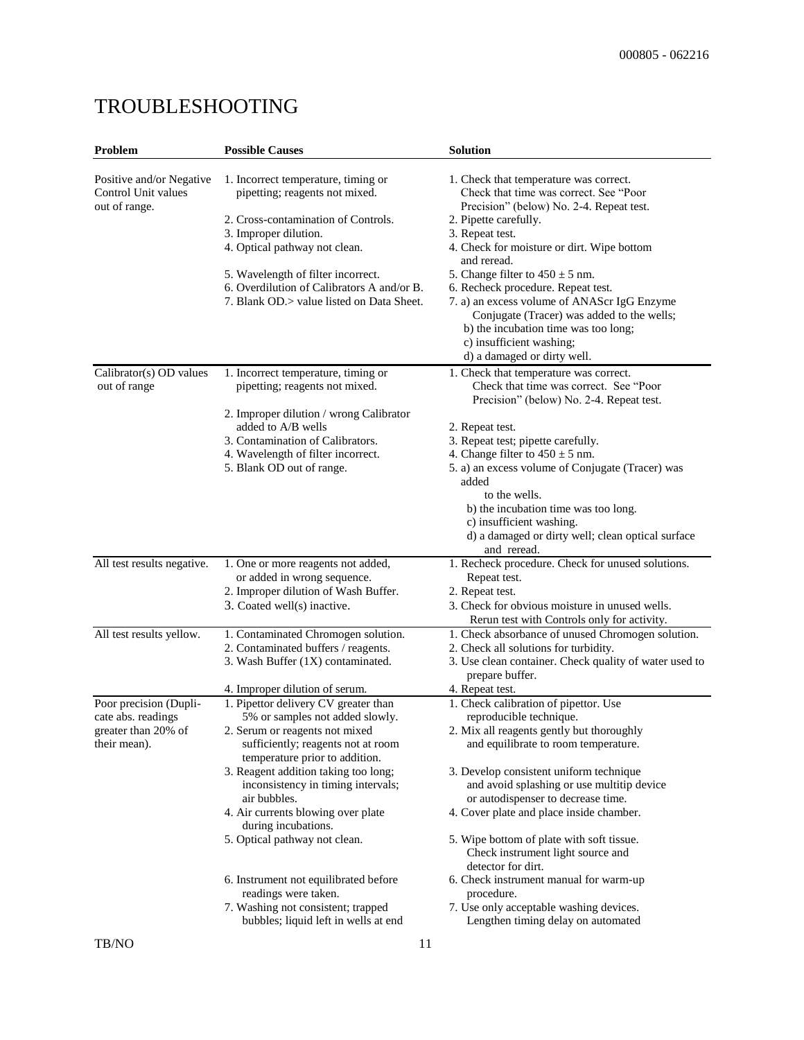# TROUBLESHOOTING

| Problem | Possible Causes | Solution |
|---|---|---|
| Positive and/or Negative Control Unit values out of range. | 1. Incorrect temperature, timing or pipetting; reagents not mixed. | 1. Check that temperature was correct. Check that time was correct. See "Poor Precision" (below) No. 2-4. Repeat test. |
| | 2. Cross-contamination of Controls. | 2. Pipette carefully. |
| | 3. Improper dilution. | 3. Repeat test. |
| | 4. Optical pathway not clean. | 4. Check for moisture or dirt. Wipe bottom and reread. |
| | 5. Wavelength of filter incorrect. | 5. Change filter to 450 ± 5 nm. |
| | 6. Overdilution of Calibrators A and/or B. | 6. Recheck procedure. Repeat test. |
| | 7. Blank OD.> value listed on Data Sheet. | 7. a) an excess volume of ANAScr IgG Enzyme Conjugate (Tracer) was added to the wells; b) the incubation time was too long; c) insufficient washing; d) a damaged or dirty well. |
| Calibrator(s) OD values out of range | 1. Incorrect temperature, timing or pipetting; reagents not mixed. | 1. Check that temperature was correct. Check that time was correct. See "Poor Precision" (below) No. 2-4. Repeat test. |
| | 2. Improper dilution / wrong Calibrator added to A/B wells | 2. Repeat test. |
| | 3. Contamination of Calibrators. | 3. Repeat test; pipette carefully. |
| | 4. Wavelength of filter incorrect. | 4. Change filter to 450 ± 5 nm. |
| | 5. Blank OD out of range. | 5. a) an excess volume of Conjugate (Tracer) was added to the wells. b) the incubation time was too long. c) insufficient washing. d) a damaged or dirty well; clean optical surface and reread. |
| All test results negative. | 1. One or more reagents not added, or added in wrong sequence. | 1. Recheck procedure. Check for unused solutions. Repeat test. |
| | 2. Improper dilution of Wash Buffer. | 2. Repeat test. |
| | 3. Coated well(s) inactive. | 3. Check for obvious moisture in unused wells. Rerun test with Controls only for activity. |
| All test results yellow. | 1. Contaminated Chromogen solution. | 1. Check absorbance of unused Chromogen solution. |
| | 2. Contaminated buffers / reagents. | 2. Check all solutions for turbidity. |
| | 3. Wash Buffer (1X) contaminated. | 3. Use clean container. Check quality of water used to prepare buffer. |
| | 4. Improper dilution of serum. | 4. Repeat test. |
| Poor precision (Duplicate abs. readings greater than 20% of their mean). | 1. Pipettor delivery CV greater than 5% or samples not added slowly. | 1. Check calibration of pipettor. Use reproducible technique. |
| | 2. Serum or reagents not mixed sufficiently; reagents not at room temperature prior to addition. | 2. Mix all reagents gently but thoroughly and equilibrate to room temperature. |
| | 3. Reagent addition taking too long; inconsistency in timing intervals; air bubbles. | 3. Develop consistent uniform technique and avoid splashing or use multitip device or autodispenser to decrease time. |
| | 4. Air currents blowing over plate during incubations. | 4. Cover plate and place inside chamber. |
| | 5. Optical pathway not clean. | 5. Wipe bottom of plate with soft tissue. Check instrument light source and detector for dirt. |
| | 6. Instrument not equilibrated before readings were taken. | 6. Check instrument manual for warm-up procedure. |
| | 7. Washing not consistent; trapped bubbles; liquid left in wells at end | 7. Use only acceptable washing devices. Lengthen timing delay on automated |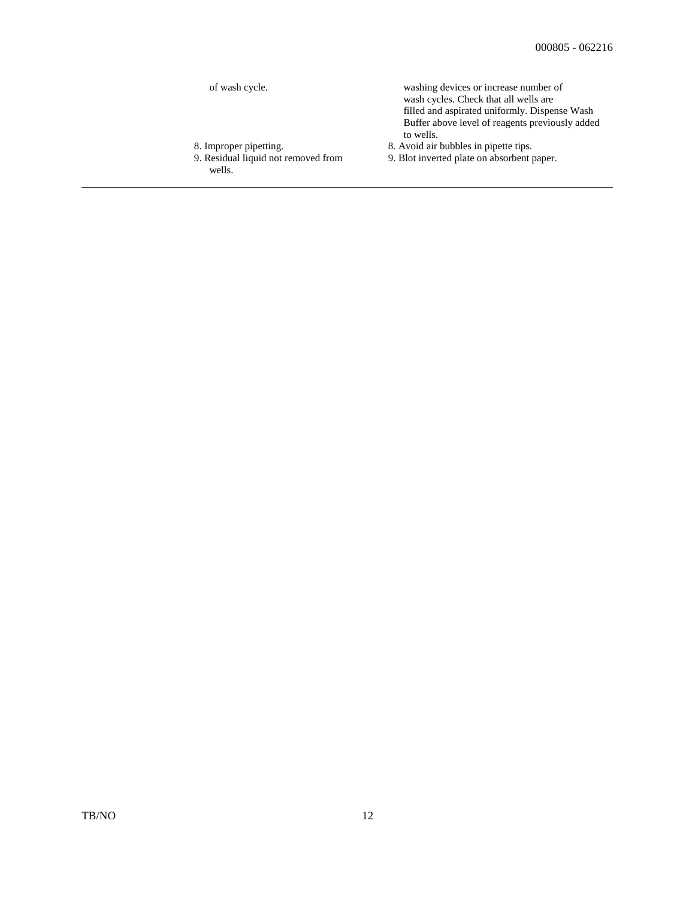| | |
|---|---|
| of wash cycle. | washing devices or increase number of wash cycles. Check that all wells are filled and aspirated uniformly. Dispense Wash Buffer above level of reagents previously added to wells. |
| 8. Improper pipetting. | 8. Avoid air bubbles in pipette tips. |
| 9. Residual liquid not removed from wells. | 9. Blot inverted plate on absorbent paper. |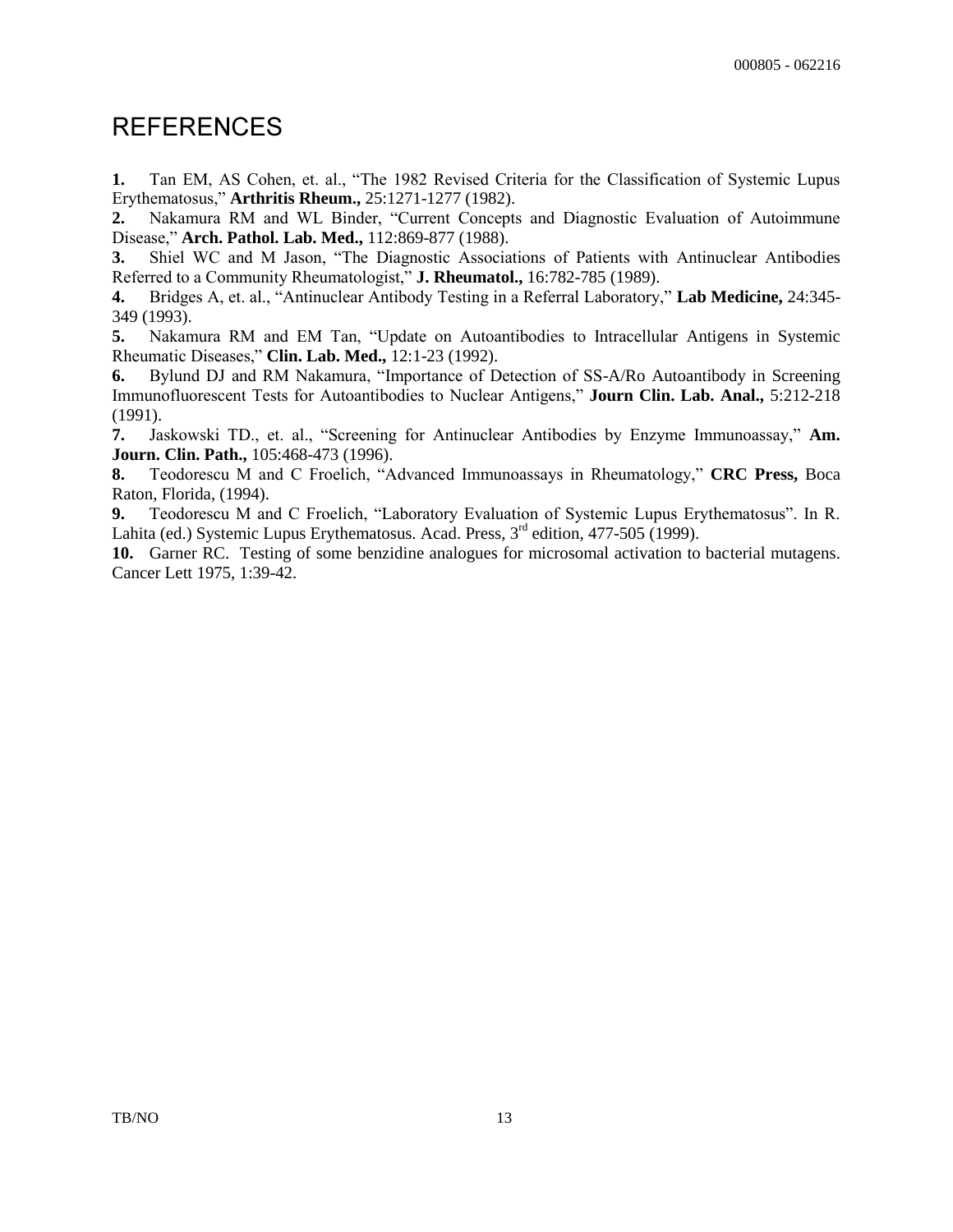# REFERENCES

**1.** Tan EM, AS Cohen, et. al., "The 1982 Revised Criteria for the Classification of Systemic Lupus Erythematosus," **Arthritis Rheum.,** 25:1271-1277 (1982).

**2.** Nakamura RM and WL Binder, "Current Concepts and Diagnostic Evaluation of Autoimmune Disease," **Arch. Pathol. Lab. Med.,** 112:869-877 (1988).

**3.** Shiel WC and M Jason, "The Diagnostic Associations of Patients with Antinuclear Antibodies Referred to a Community Rheumatologist," **J. Rheumatol.,** 16:782-785 (1989).

**4.** Bridges A, et. al., "Antinuclear Antibody Testing in a Referral Laboratory," **Lab Medicine,** 24:345-349 (1993).

**5.** Nakamura RM and EM Tan, "Update on Autoantibodies to Intracellular Antigens in Systemic Rheumatic Diseases," **Clin. Lab. Med.,** 12:1-23 (1992).

**6.** Bylund DJ and RM Nakamura, "Importance of Detection of SS-A/Ro Autoantibody in Screening Immunofluorescent Tests for Autoantibodies to Nuclear Antigens," **Journ Clin. Lab. Anal.,** 5:212-218 (1991).

**7.** Jaskowski TD., et. al., "Screening for Antinuclear Antibodies by Enzyme Immunoassay," **Am. Journ. Clin. Path.,** 105:468-473 (1996).

**8.** Teodorescu M and C Froelich, "Advanced Immunoassays in Rheumatology," **CRC Press,** Boca Raton, Florida, (1994).

**9.** Teodorescu M and C Froelich, "Laboratory Evaluation of Systemic Lupus Erythematosus". In R. Lahita (ed.) Systemic Lupus Erythematosus. Acad. Press, 3rd edition, 477-505 (1999).

**10.** Garner RC. Testing of some benzidine analogues for microsomal activation to bacterial mutagens. Cancer Lett 1975, 1:39-42.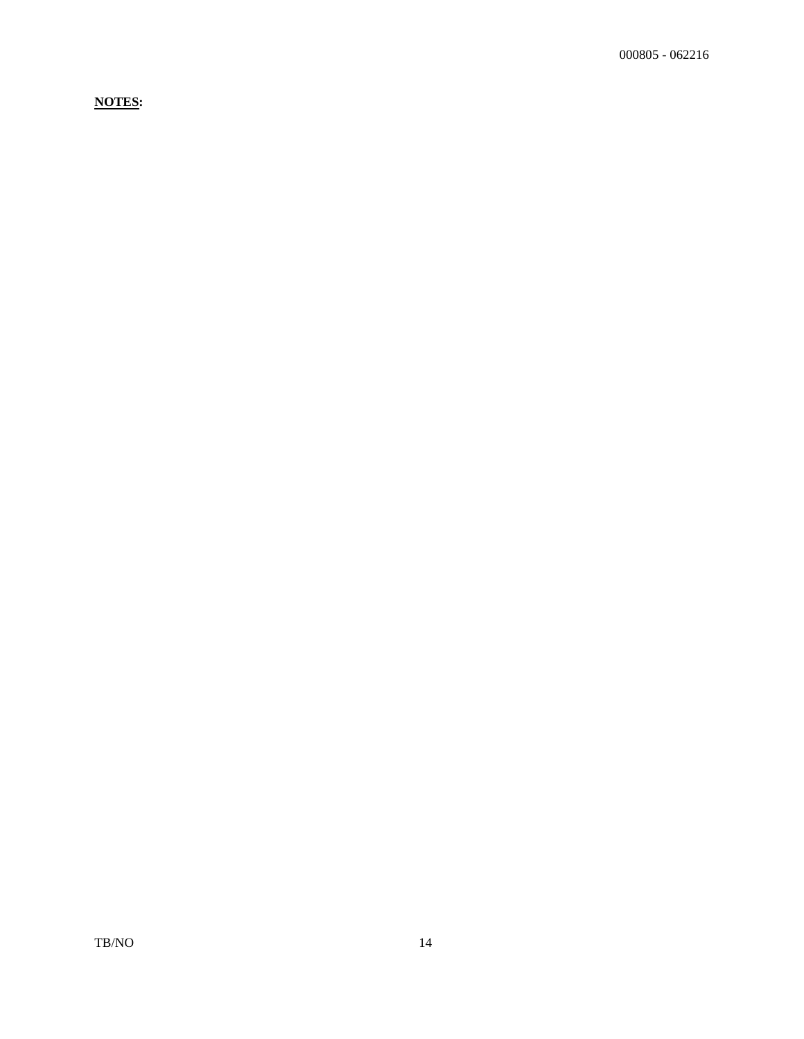**NOTES:**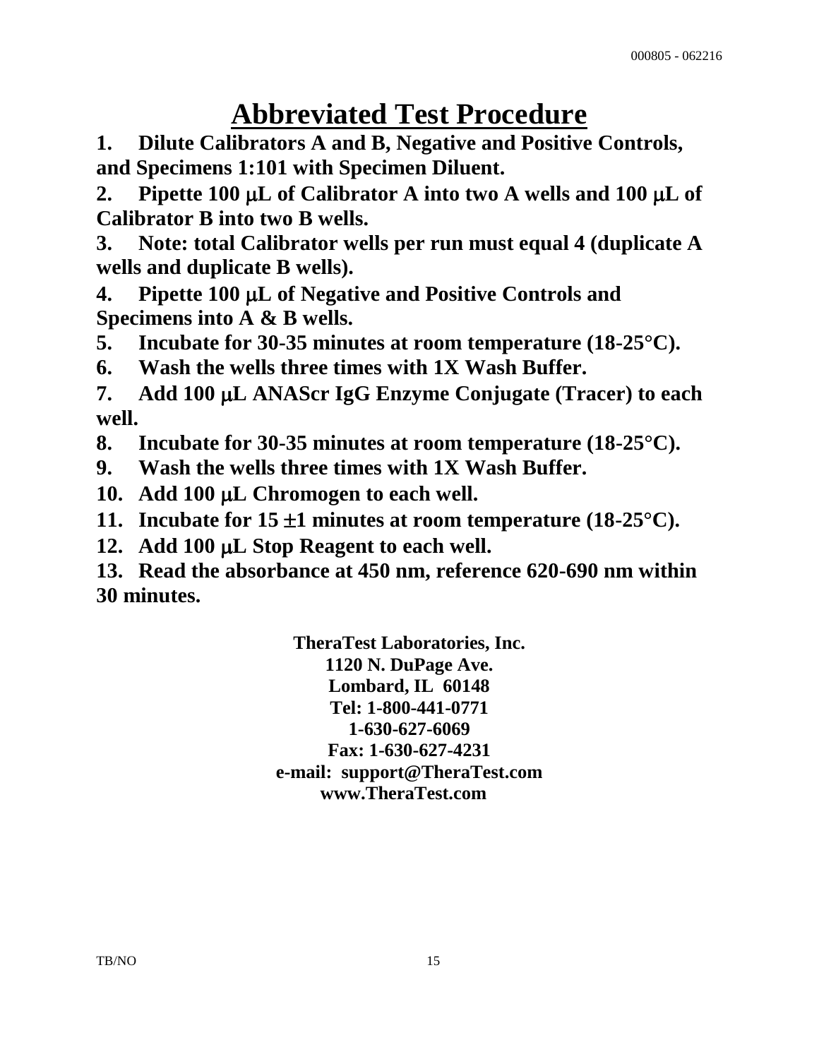# Abbreviated Test Procedure

1. **Dilute Calibrators A and B, Negative and Positive Controls, and Specimens 1:101 with Specimen Diluent.**
2. **Pipette 100 μL of Calibrator A into two A wells and 100 μL of Calibrator B into two B wells.**
3. **Note: total Calibrator wells per run must equal 4 (duplicate A wells and duplicate B wells).**
4. **Pipette 100 μL of Negative and Positive Controls and Specimens into A & B wells.**
5. **Incubate for 30-35 minutes at room temperature (18-25°C).**
6. **Wash the wells three times with 1X Wash Buffer.**
7. **Add 100 μL ANAScr IgG Enzyme Conjugate (Tracer) to each well.**
8. **Incubate for 30-35 minutes at room temperature (18-25°C).**
9. **Wash the wells three times with 1X Wash Buffer.**
10. **Add 100 μL Chromogen to each well.**
11. **Incubate for 15 ±1 minutes at room temperature (18-25°C).**
12. **Add 100 μL Stop Reagent to each well.**
13. **Read the absorbance at 450 nm, reference 620-690 nm within 30 minutes.**

**TheraTest Laboratories, Inc.**
**1120 N. DuPage Ave.**
**Lombard, IL 60148**
**Tel: 1-800-441-0771**
**1-630-627-6069**
**Fax: 1-630-627-4231**
**e-mail: support@TheraTest.com**
**www.TheraTest.com**